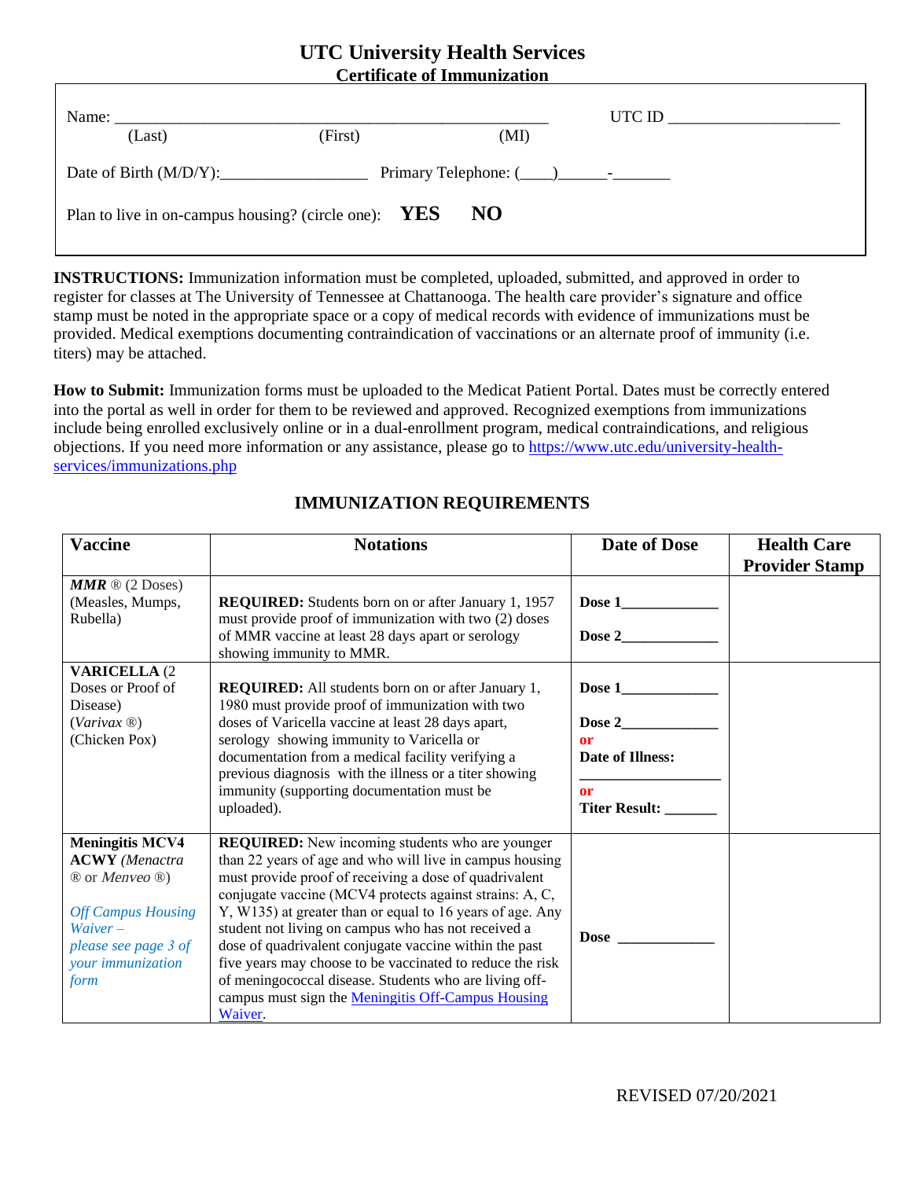# UTC University Health Services

## Certificate of Immunization

Name: ______________________________________________________ UTC ID ____________________

(Last) (First) (MI)

Date of Birth (M/D/Y):_________________ Primary Telephone: (____)______-_______

Plan to live in on-campus housing? (circle one): **YES** **NO**

**INSTRUCTIONS:** Immunization information must be completed, uploaded, submitted, and approved in order to register for classes at The University of Tennessee at Chattanooga. The health care provider's signature and office stamp must be noted in the appropriate space or a copy of medical records with evidence of immunizations must be provided. Medical exemptions documenting contraindication of vaccinations or an alternate proof of immunity (i.e. titers) may be attached.

**How to Submit:** Immunization forms must be uploaded to the Medicat Patient Portal. Dates must be correctly entered into the portal as well in order for them to be reviewed and approved. Recognized exemptions from immunizations include being enrolled exclusively online or in a dual-enrollment program, medical contraindications, and religious objections. If you need more information or any assistance, please go to [https://www.utc.edu/university-health-services/immunizations.php](https://www.utc.edu/university-health-services/immunizations.php)

## IMMUNIZATION REQUIREMENTS

| Vaccine | Notations | Date of Dose | Health Care Provider Stamp |
|---|---|---|---|
| ***MMR*** ® (2 Doses) (Measles, Mumps, Rubella) | **REQUIRED:** Students born on or after January 1, 1957 must provide proof of immunization with two (2) doses of MMR vaccine at least 28 days apart or serology showing immunity to MMR. | **Dose 1**____________ <br> **Dose 2**____________ | |
| **VARICELLA** (2 Doses or Proof of Disease) (*Varivax* ®) (Chicken Pox) | **REQUIRED:** All students born on or after January 1, 1980 must provide proof of immunization with two doses of Varicella vaccine at least 28 days apart, serology showing immunity to Varicella or documentation from a medical facility verifying a previous diagnosis with the illness or a titer showing immunity (supporting documentation must be uploaded). | **Dose 1**____________ <br> **Dose 2**____________ <br> **or** <br> **Date of Illness:** ________________ <br> **or** <br> **Titer Result:** _______ | |
| **Meningitis MCV4 ACWY** (*Menactra* ® or *Menveo* ®) <br> *Off Campus Housing Waiver – please see page 3 of your immunization form* | **REQUIRED:** New incoming students who are younger than 22 years of age and who will live in campus housing must provide proof of receiving a dose of quadrivalent conjugate vaccine (MCV4 protects against strains: A, C, Y, W135) at greater than or equal to 16 years of age. Any student not living on campus who has not received a dose of quadrivalent conjugate vaccine within the past five years may choose to be vaccinated to reduce the risk of meningococcal disease. Students who are living off-campus must sign the Meningitis Off-Campus Housing Waiver. | **Dose** ____________ | |

REVISED 07/20/2021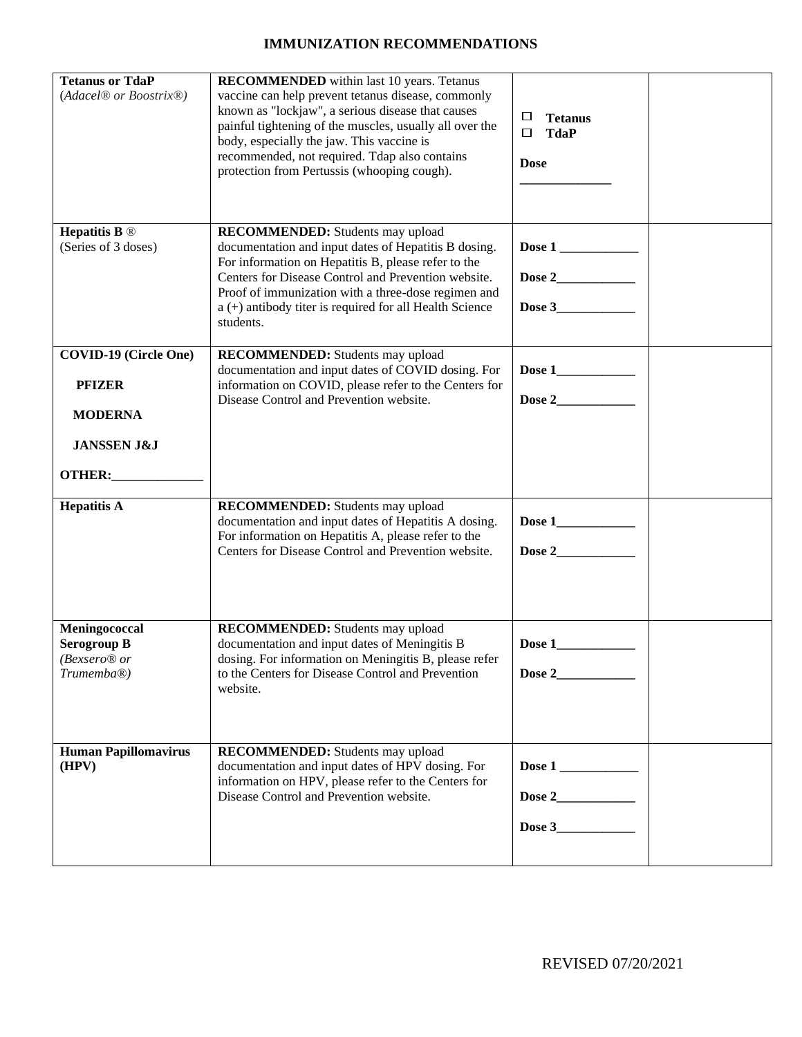# IMMUNIZATION RECOMMENDATIONS

| | | | |
|---|---|---|---|
| **Tetanus or TdaP** (*Adacel® or Boostrix®)* | **RECOMMENDED** within last 10 years. Tetanus vaccine can help prevent tetanus disease, commonly known as "lockjaw", a serious disease that causes painful tightening of the muscles, usually all over the body, especially the jaw. This vaccine is recommended, not required. Tdap also contains protection from Pertussis (whooping cough). | ☐ **Tetanus**<br>☐ **TdaP**<br>**Dose** ______________ | |
| **Hepatitis B** ® (Series of 3 doses) | **RECOMMENDED:** Students may upload documentation and input dates of Hepatitis B dosing. For information on Hepatitis B, please refer to the Centers for Disease Control and Prevention website. Proof of immunization with a three-dose regimen and a (+) antibody titer is required for all Health Science students. | **Dose 1** ____________<br>**Dose 2**____________<br>**Dose 3**____________ | |
| **COVID-19 (Circle One)**<br>**PFIZER**<br>**MODERNA**<br>**JANSSEN J&J**<br>**OTHER:**______________ | **RECOMMENDED:** Students may upload documentation and input dates of COVID dosing. For information on COVID, please refer to the Centers for Disease Control and Prevention website. | **Dose 1**____________<br>**Dose 2**____________ | |
| **Hepatitis A** | **RECOMMENDED:** Students may upload documentation and input dates of Hepatitis A dosing. For information on Hepatitis A, please refer to the Centers for Disease Control and Prevention website. | **Dose 1**____________<br>**Dose 2**____________ | |
| **Meningococcal Serogroup B** *(Bexsero® or Trumemba®)* | **RECOMMENDED:** Students may upload documentation and input dates of Meningitis B dosing. For information on Meningitis B, please refer to the Centers for Disease Control and Prevention website. | **Dose 1**____________<br>**Dose 2**____________ | |
| **Human Papillomavirus (HPV)** | **RECOMMENDED:** Students may upload documentation and input dates of HPV dosing. For information on HPV, please refer to the Centers for Disease Control and Prevention website. | **Dose 1** ____________<br>**Dose 2**____________<br>**Dose 3**____________ | |

REVISED 07/20/2021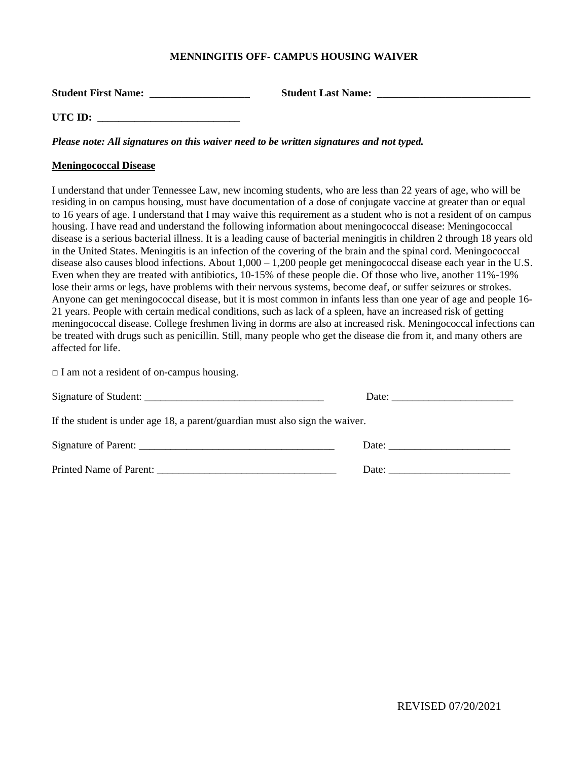**MENNINGITIS OFF- CAMPUS HOUSING WAIVER**

**Student First Name: ___________________** **Student Last Name: _____________________________**

**UTC ID: ___________________________**

***Please note: All signatures on this waiver need to be written signatures and not typed.***

**Meningococcal Disease**

I understand that under Tennessee Law, new incoming students, who are less than 22 years of age, who will be residing in on campus housing, must have documentation of a dose of conjugate vaccine at greater than or equal to 16 years of age. I understand that I may waive this requirement as a student who is not a resident of on campus housing. I have read and understand the following information about meningococcal disease: Meningococcal disease is a serious bacterial illness. It is a leading cause of bacterial meningitis in children 2 through 18 years old in the United States. Meningitis is an infection of the covering of the brain and the spinal cord. Meningococcal disease also causes blood infections. About 1,000 – 1,200 people get meningococcal disease each year in the U.S. Even when they are treated with antibiotics, 10-15% of these people die. Of those who live, another 11%-19% lose their arms or legs, have problems with their nervous systems, become deaf, or suffer seizures or strokes. Anyone can get meningococcal disease, but it is most common in infants less than one year of age and people 16-21 years. People with certain medical conditions, such as lack of a spleen, have an increased risk of getting meningococcal disease. College freshmen living in dorms are also at increased risk. Meningococcal infections can be treated with drugs such as penicillin. Still, many people who get the disease die from it, and many others are affected for life.

□ I am not a resident of on-campus housing.

Signature of Student: __________________________________ Date: _______________________

If the student is under age 18, a parent/guardian must also sign the waiver.

Signature of Parent: _____________________________________ Date: _______________________

Printed Name of Parent: __________________________________ Date: _______________________

REVISED 07/20/2021